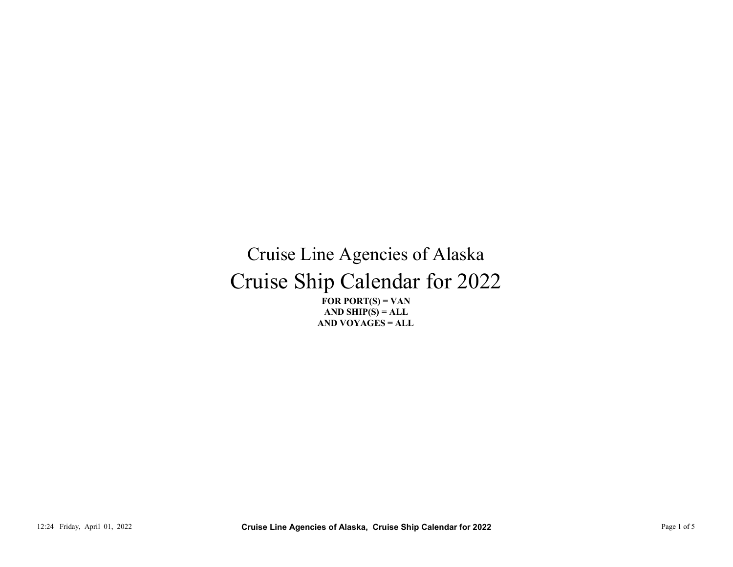# Cruise Line Agencies of Alaska

# Cruise Ship Calendar for 2022

**FOR PORT(S) = VAN**
**AND SHIP(S) = ALL**
**AND VOYAGES = ALL**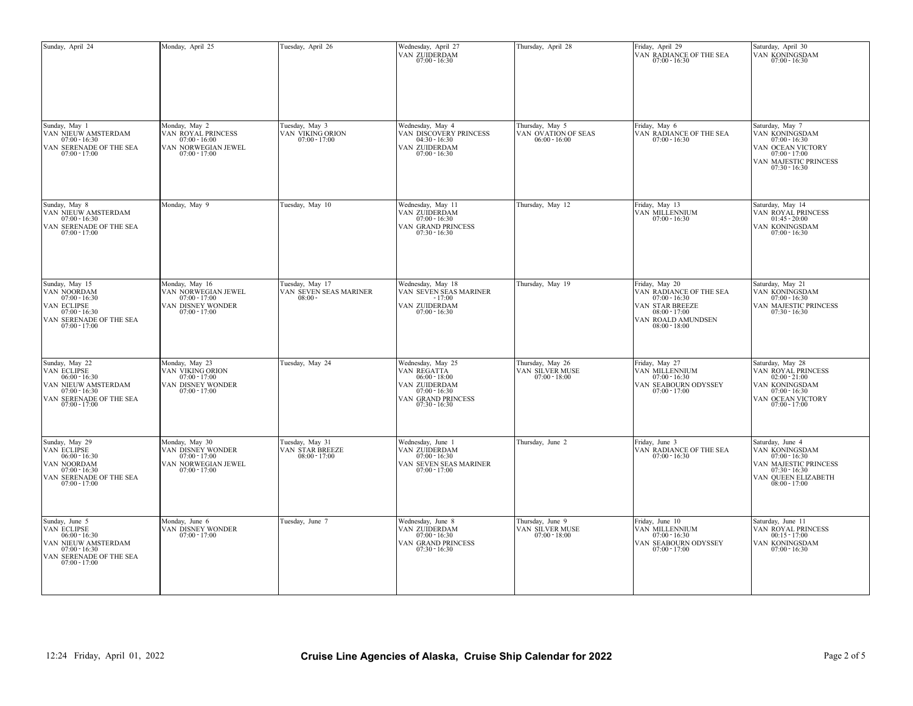| Sunday | Monday | Tuesday | Wednesday | Thursday | Friday | Saturday |
|---|---|---|---|---|---|---|
| Sunday, April 24 | Monday, April 25 | Tuesday, April 26 | Wednesday, April 27<br>VAN ZUIDERDAM<br>07:00 - 16:30 | Thursday, April 28 | Friday, April 29<br>VAN RADIANCE OF THE SEA<br>07:00 - 16:30 | Saturday, April 30<br>VAN KONINGSDAM<br>07:00 - 16:30 |
| Sunday, May 1<br>VAN NIEUW AMSTERDAM<br>07:00 - 16:30<br>VAN SERENADE OF THE SEA<br>07:00 - 17:00 | Monday, May 2<br>VAN ROYAL PRINCESS<br>07:00 - 16:00<br>VAN NORWEGIAN JEWEL<br>07:00 - 17:00 | Tuesday, May 3<br>VAN VIKING ORION<br>07:00 - 17:00 | Wednesday, May 4<br>VAN DISCOVERY PRINCESS<br>04:30 - 16:30<br>VAN ZUIDERDAM<br>07:00 - 16:30 | Thursday, May 5<br>VAN OVATION OF SEAS<br>06:00 - 16:00 | Friday, May 6<br>VAN RADIANCE OF THE SEA<br>07:00 - 16:30 | Saturday, May 7<br>VAN KONINGSDAM<br>07:00 - 16:30<br>VAN OCEAN VICTORY<br>07:00 - 17:00<br>VAN MAJESTIC PRINCESS<br>07:30 - 16:30 |
| Sunday, May 8<br>VAN NIEUW AMSTERDAM<br>07:00 - 16:30<br>VAN SERENADE OF THE SEA<br>07:00 - 17:00 | Monday, May 9 | Tuesday, May 10 | Wednesday, May 11<br>VAN ZUIDERDAM<br>07:00 - 16:30<br>VAN GRAND PRINCESS<br>07:30 - 16:30 | Thursday, May 12 | Friday, May 13<br>VAN MILLENNIUM<br>07:00 - 16:30 | Saturday, May 14<br>VAN ROYAL PRINCESS<br>01:45 - 20:00<br>VAN KONINGSDAM<br>07:00 - 16:30 |
| Sunday, May 15<br>VAN NOORDAM<br>07:00 - 16:30<br>VAN ECLIPSE<br>07:00 - 16:30<br>VAN SERENADE OF THE SEA<br>07:00 - 17:00 | Monday, May 16<br>VAN NORWEGIAN JEWEL<br>07:00 - 17:00<br>VAN DISNEY WONDER<br>07:00 - 17:00 | Tuesday, May 17<br>VAN SEVEN SEAS MARINER<br>08:00 - | Wednesday, May 18<br>VAN SEVEN SEAS MARINER<br>- 17:00<br>VAN ZUIDERDAM<br>07:00 - 16:30 | Thursday, May 19 | Friday, May 20<br>VAN RADIANCE OF THE SEA<br>07:00 - 16:30<br>VAN STAR BREEZE<br>08:00 - 17:00<br>VAN ROALD AMUNDSEN<br>08:00 - 18:00 | Saturday, May 21<br>VAN KONINGSDAM<br>07:00 - 16:30<br>VAN MAJESTIC PRINCESS<br>07:30 - 16:30 |
| Sunday, May 22<br>VAN ECLIPSE<br>06:00 - 16:30<br>VAN NIEUW AMSTERDAM<br>07:00 - 16:30<br>VAN SERENADE OF THE SEA<br>07:00 - 17:00 | Monday, May 23<br>VAN VIKING ORION<br>07:00 - 17:00<br>VAN DISNEY WONDER<br>07:00 - 17:00 | Tuesday, May 24 | Wednesday, May 25<br>VAN REGATTA<br>06:00 - 18:00<br>VAN ZUIDERDAM<br>07:00 - 16:30<br>VAN GRAND PRINCESS<br>07:30 - 16:30 | Thursday, May 26<br>VAN SILVER MUSE<br>07:00 - 18:00 | Friday, May 27<br>VAN MILLENNIUM<br>07:00 - 16:30<br>VAN SEABOURN ODYSSEY<br>07:00 - 17:00 | Saturday, May 28<br>VAN ROYAL PRINCESS<br>02:00 - 21:00<br>VAN KONINGSDAM<br>07:00 - 16:30<br>VAN OCEAN VICTORY<br>07:00 - 17:00 |
| Sunday, May 29<br>VAN ECLIPSE<br>06:00 - 16:30<br>VAN NOORDAM<br>07:00 - 16:30<br>VAN SERENADE OF THE SEA<br>07:00 - 17:00 | Monday, May 30<br>VAN DISNEY WONDER<br>07:00 - 17:00<br>VAN NORWEGIAN JEWEL<br>07:00 - 17:00 | Tuesday, May 31<br>VAN STAR BREEZE<br>08:00 - 17:00 | Wednesday, June 1<br>VAN ZUIDERDAM<br>07:00 - 16:30<br>VAN SEVEN SEAS MARINER<br>07:00 - 17:00 | Thursday, June 2 | Friday, June 3<br>VAN RADIANCE OF THE SEA<br>07:00 - 16:30 | Saturday, June 4<br>VAN KONINGSDAM<br>07:00 - 16:30<br>VAN MAJESTIC PRINCESS<br>07:30 - 16:30<br>VAN QUEEN ELIZABETH<br>08:00 - 17:00 |
| Sunday, June 5<br>VAN ECLIPSE<br>06:00 - 16:30<br>VAN NIEUW AMSTERDAM<br>07:00 - 16:30<br>VAN SERENADE OF THE SEA<br>07:00 - 17:00 | Monday, June 6<br>VAN DISNEY WONDER<br>07:00 - 17:00 | Tuesday, June 7 | Wednesday, June 8<br>VAN ZUIDERDAM<br>07:00 - 16:30<br>VAN GRAND PRINCESS<br>07:30 - 16:30 | Thursday, June 9<br>VAN SILVER MUSE<br>07:00 - 18:00 | Friday, June 10<br>VAN MILLENNIUM<br>07:00 - 16:30<br>VAN SEABOURN ODYSSEY<br>07:00 - 17:00 | Saturday, June 11<br>VAN ROYAL PRINCESS<br>00:15 - 17:00<br>VAN KONINGSDAM<br>07:00 - 16:30 |

12:24 Friday, April 01, 2022

**Cruise Line Agencies of Alaska, Cruise Ship Calendar for 2022**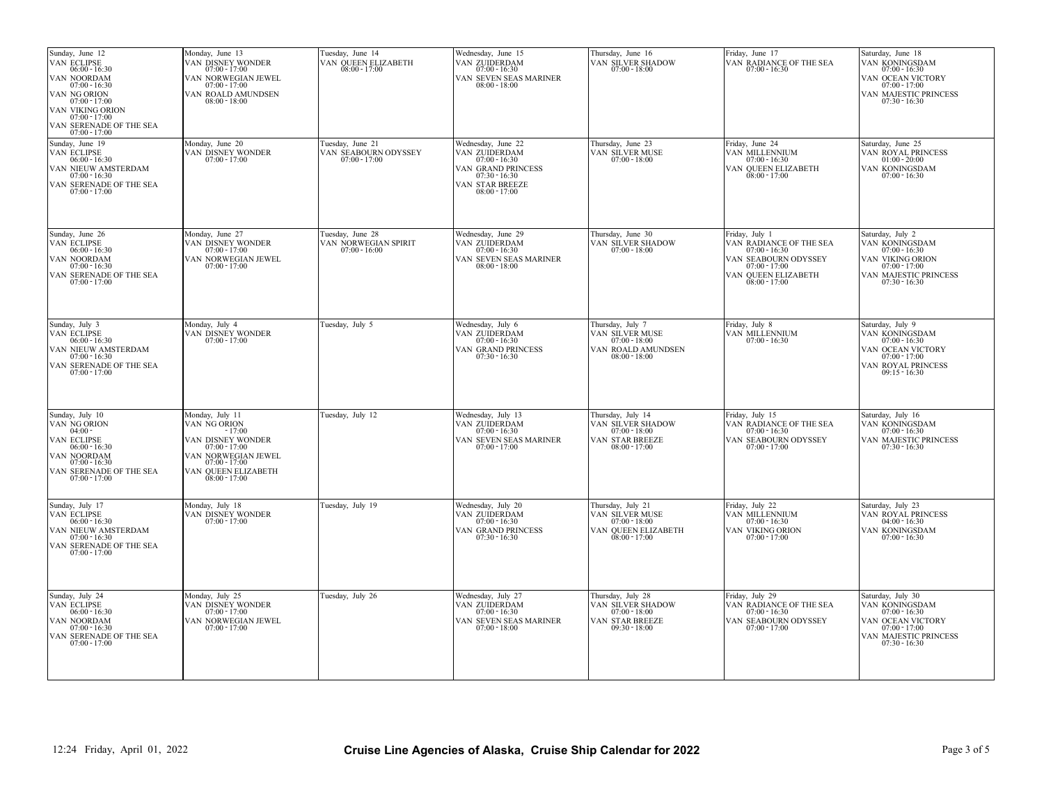| Sunday | Monday | Tuesday | Wednesday | Thursday | Friday | Saturday |
|---|---|---|---|---|---|---|
| Sunday, June 12<br>VAN ECLIPSE<br>06:00 - 16:30<br>VAN NOORDAM<br>07:00 - 16:30<br>VAN NG ORION<br>07:00 - 17:00<br>VAN VIKING ORION<br>07:00 - 17:00<br>VAN SERENADE OF THE SEA<br>07:00 - 17:00 | Monday, June 13<br>VAN DISNEY WONDER<br>07:00 - 17:00<br>VAN NORWEGIAN JEWEL<br>07:00 - 17:00<br>VAN ROALD AMUNDSEN<br>08:00 - 18:00 | Tuesday, June 14<br>VAN QUEEN ELIZABETH<br>08:00 - 17:00 | Wednesday, June 15<br>VAN ZUIDERDAM<br>07:00 - 16:30<br>VAN SEVEN SEAS MARINER<br>08:00 - 18:00 | Thursday, June 16<br>VAN SILVER SHADOW<br>07:00 - 18:00 | Friday, June 17<br>VAN RADIANCE OF THE SEA<br>07:00 - 16:30 | Saturday, June 18<br>VAN KONINGSDAM<br>07:00 - 16:30<br>VAN OCEAN VICTORY<br>07:00 - 17:00<br>VAN MAJESTIC PRINCESS<br>07:30 - 16:30 |
| Sunday, June 19<br>VAN ECLIPSE<br>06:00 - 16:30<br>VAN NIEUW AMSTERDAM<br>07:00 - 16:30<br>VAN SERENADE OF THE SEA<br>07:00 - 17:00 | Monday, June 20<br>VAN DISNEY WONDER<br>07:00 - 17:00 | Tuesday, June 21<br>VAN SEABOURN ODYSSEY<br>07:00 - 17:00 | Wednesday, June 22<br>VAN ZUIDERDAM<br>07:00 - 16:30<br>VAN GRAND PRINCESS<br>07:30 - 16:30<br>VAN STAR BREEZE<br>08:00 - 17:00 | Thursday, June 23<br>VAN SILVER MUSE<br>07:00 - 18:00 | Friday, June 24<br>VAN MILLENNIUM<br>07:00 - 16:30<br>VAN QUEEN ELIZABETH<br>08:00 - 17:00 | Saturday, June 25<br>VAN ROYAL PRINCESS<br>01:00 - 20:00<br>VAN KONINGSDAM<br>07:00 - 16:30 |
| Sunday, June 26<br>VAN ECLIPSE<br>06:00 - 16:30<br>VAN NOORDAM<br>07:00 - 16:30<br>VAN SERENADE OF THE SEA<br>07:00 - 17:00 | Monday, June 27<br>VAN DISNEY WONDER<br>07:00 - 17:00<br>VAN NORWEGIAN JEWEL<br>07:00 - 17:00 | Tuesday, June 28<br>VAN NORWEGIAN SPIRIT<br>07:00 - 16:00 | Wednesday, June 29<br>VAN ZUIDERDAM<br>07:00 - 16:30<br>VAN SEVEN SEAS MARINER<br>08:00 - 18:00 | Thursday, June 30<br>VAN SILVER SHADOW<br>07:00 - 18:00 | Friday, July 1<br>VAN RADIANCE OF THE SEA<br>07:00 - 16:30<br>VAN SEABOURN ODYSSEY<br>07:00 - 17:00<br>VAN QUEEN ELIZABETH<br>08:00 - 17:00 | Saturday, July 2<br>VAN KONINGSDAM<br>07:00 - 16:30<br>VAN VIKING ORION<br>07:00 - 17:00<br>VAN MAJESTIC PRINCESS<br>07:30 - 16:30 |
| Sunday, July 3<br>VAN ECLIPSE<br>06:00 - 16:30<br>VAN NIEUW AMSTERDAM<br>07:00 - 16:30<br>VAN SERENADE OF THE SEA<br>07:00 - 17:00 | Monday, July 4<br>VAN DISNEY WONDER<br>07:00 - 17:00 | Tuesday, July 5 | Wednesday, July 6<br>VAN ZUIDERDAM<br>07:00 - 16:30<br>VAN GRAND PRINCESS<br>07:30 - 16:30 | Thursday, July 7<br>VAN SILVER MUSE<br>07:00 - 18:00<br>VAN ROALD AMUNDSEN<br>08:00 - 18:00 | Friday, July 8<br>VAN MILLENNIUM<br>07:00 - 16:30 | Saturday, July 9<br>VAN KONINGSDAM<br>07:00 - 16:30<br>VAN OCEAN VICTORY<br>07:00 - 17:00<br>VAN ROYAL PRINCESS<br>09:15 - 16:30 |
| Sunday, July 10<br>VAN NG ORION<br>04:00 -<br>VAN ECLIPSE<br>06:00 - 16:30<br>VAN NOORDAM<br>07:00 - 16:30<br>VAN SERENADE OF THE SEA<br>07:00 - 17:00 | Monday, July 11<br>VAN NG ORION<br>- 17:00<br>VAN DISNEY WONDER<br>07:00 - 17:00<br>VAN NORWEGIAN JEWEL<br>07:00 - 17:00<br>VAN QUEEN ELIZABETH<br>08:00 - 17:00 | Tuesday, July 12 | Wednesday, July 13<br>VAN ZUIDERDAM<br>07:00 - 16:30<br>VAN SEVEN SEAS MARINER<br>07:00 - 17:00 | Thursday, July 14<br>VAN SILVER SHADOW<br>07:00 - 18:00<br>VAN STAR BREEZE<br>08:00 - 17:00 | Friday, July 15<br>VAN RADIANCE OF THE SEA<br>07:00 - 16:30<br>VAN SEABOURN ODYSSEY<br>07:00 - 17:00 | Saturday, July 16<br>VAN KONINGSDAM<br>07:00 - 16:30<br>VAN MAJESTIC PRINCESS<br>07:30 - 16:30 |
| Sunday, July 17<br>VAN ECLIPSE<br>06:00 - 16:30<br>VAN NIEUW AMSTERDAM<br>07:00 - 16:30<br>VAN SERENADE OF THE SEA<br>07:00 - 17:00 | Monday, July 18<br>VAN DISNEY WONDER<br>07:00 - 17:00 | Tuesday, July 19 | Wednesday, July 20<br>VAN ZUIDERDAM<br>07:00 - 16:30<br>VAN GRAND PRINCESS<br>07:30 - 16:30 | Thursday, July 21<br>VAN SILVER MUSE<br>07:00 - 18:00<br>VAN QUEEN ELIZABETH<br>08:00 - 17:00 | Friday, July 22<br>VAN MILLENNIUM<br>07:00 - 16:30<br>VAN VIKING ORION<br>07:00 - 17:00 | Saturday, July 23<br>VAN ROYAL PRINCESS<br>04:00 - 16:30<br>VAN KONINGSDAM<br>07:00 - 16:30 |
| Sunday, July 24<br>VAN ECLIPSE<br>06:00 - 16:30<br>VAN NOORDAM<br>07:00 - 16:30<br>VAN SERENADE OF THE SEA<br>07:00 - 17:00 | Monday, July 25<br>VAN DISNEY WONDER<br>07:00 - 17:00<br>VAN NORWEGIAN JEWEL<br>07:00 - 17:00 | Tuesday, July 26 | Wednesday, July 27<br>VAN ZUIDERDAM<br>07:00 - 16:30<br>VAN SEVEN SEAS MARINER<br>07:00 - 18:00 | Thursday, July 28<br>VAN SILVER SHADOW<br>07:00 - 18:00<br>VAN STAR BREEZE<br>09:30 - 18:00 | Friday, July 29<br>VAN RADIANCE OF THE SEA<br>07:00 - 16:30<br>VAN SEABOURN ODYSSEY<br>07:00 - 17:00 | Saturday, July 30<br>VAN KONINGSDAM<br>07:00 - 16:30<br>VAN OCEAN VICTORY<br>07:00 - 17:00<br>VAN MAJESTIC PRINCESS<br>07:30 - 16:30 |

12:24 Friday, April 01, 2022

**Cruise Line Agencies of Alaska, Cruise Ship Calendar for 2022**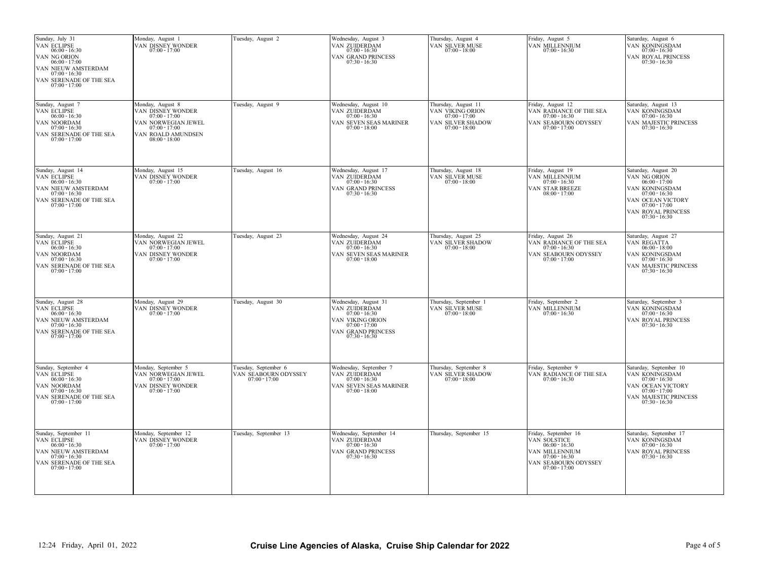| Sunday | Monday | Tuesday | Wednesday | Thursday | Friday | Saturday |
|---|---|---|---|---|---|---|
| Sunday, July 31<br>VAN ECLIPSE<br>06:00 - 16:30<br>VAN NG ORION<br>06:00 - 17:00<br>VAN NIEUW AMSTERDAM<br>07:00 - 16:30<br>VAN SERENADE OF THE SEA<br>07:00 - 17:00 | Monday, August 1<br>VAN DISNEY WONDER<br>07:00 - 17:00 | Tuesday, August 2 | Wednesday, August 3<br>VAN ZUIDERDAM<br>07:00 - 16:30<br>VAN GRAND PRINCESS<br>07:30 - 16:30 | Thursday, August 4<br>VAN SILVER MUSE<br>07:00 - 18:00 | Friday, August 5<br>VAN MILLENNIUM<br>07:00 - 16:30 | Saturday, August 6<br>VAN KONINGSDAM<br>07:00 - 16:30<br>VAN ROYAL PRINCESS<br>07:30 - 16:30 |
| Sunday, August 7<br>VAN ECLIPSE<br>06:00 - 16:30<br>VAN NOORDAM<br>07:00 - 16:30<br>VAN SERENADE OF THE SEA<br>07:00 - 17:00 | Monday, August 8<br>VAN DISNEY WONDER<br>07:00 - 17:00<br>VAN NORWEGIAN JEWEL<br>07:00 - 17:00<br>VAN ROALD AMUNDSEN<br>08:00 - 18:00 | Tuesday, August 9 | Wednesday, August 10<br>VAN ZUIDERDAM<br>07:00 - 16:30<br>VAN SEVEN SEAS MARINER<br>07:00 - 18:00 | Thursday, August 11<br>VAN VIKING ORION<br>07:00 - 17:00<br>VAN SILVER SHADOW<br>07:00 - 18:00 | Friday, August 12<br>VAN RADIANCE OF THE SEA<br>07:00 - 16:30<br>VAN SEABOURN ODYSSEY<br>07:00 - 17:00 | Saturday, August 13<br>VAN KONINGSDAM<br>07:00 - 16:30<br>VAN MAJESTIC PRINCESS<br>07:30 - 16:30 |
| Sunday, August 14<br>VAN ECLIPSE<br>06:00 - 16:30<br>VAN NIEUW AMSTERDAM<br>07:00 - 16:30<br>VAN SERENADE OF THE SEA<br>07:00 - 17:00 | Monday, August 15<br>VAN DISNEY WONDER<br>07:00 - 17:00 | Tuesday, August 16 | Wednesday, August 17<br>VAN ZUIDERDAM<br>07:00 - 16:30<br>VAN GRAND PRINCESS<br>07:30 - 16:30 | Thursday, August 18<br>VAN SILVER MUSE<br>07:00 - 18:00 | Friday, August 19<br>VAN MILLENNIUM<br>07:00 - 16:30<br>VAN STAR BREEZE<br>08:00 - 17:00 | Saturday, August 20<br>VAN NG ORION<br>06:00 - 17:00<br>VAN KONINGSDAM<br>07:00 - 16:30<br>VAN OCEAN VICTORY<br>07:00 - 17:00<br>VAN ROYAL PRINCESS<br>07:30 - 16:30 |
| Sunday, August 21<br>VAN ECLIPSE<br>06:00 - 16:30<br>VAN NOORDAM<br>07:00 - 16:30<br>VAN SERENADE OF THE SEA<br>07:00 - 17:00 | Monday, August 22<br>VAN NORWEGIAN JEWEL<br>07:00 - 17:00<br>VAN DISNEY WONDER<br>07:00 - 17:00 | Tuesday, August 23 | Wednesday, August 24<br>VAN ZUIDERDAM<br>07:00 - 16:30<br>VAN SEVEN SEAS MARINER<br>07:00 - 18:00 | Thursday, August 25<br>VAN SILVER SHADOW<br>07:00 - 18:00 | Friday, August 26<br>VAN RADIANCE OF THE SEA<br>07:00 - 16:30<br>VAN SEABOURN ODYSSEY<br>07:00 - 17:00 | Saturday, August 27<br>VAN REGATTA<br>06:00 - 18:00<br>VAN KONINGSDAM<br>07:00 - 16:30<br>VAN MAJESTIC PRINCESS<br>07:30 - 16:30 |
| Sunday, August 28<br>VAN ECLIPSE<br>06:00 - 16:30<br>VAN NIEUW AMSTERDAM<br>07:00 - 16:30<br>VAN SERENADE OF THE SEA<br>07:00 - 17:00 | Monday, August 29<br>VAN DISNEY WONDER<br>07:00 - 17:00 | Tuesday, August 30 | Wednesday, August 31<br>VAN ZUIDERDAM<br>07:00 - 16:30<br>VAN VIKING ORION<br>07:00 - 17:00<br>VAN GRAND PRINCESS<br>07:30 - 16:30 | Thursday, September 1<br>VAN SILVER MUSE<br>07:00 - 18:00 | Friday, September 2<br>VAN MILLENNIUM<br>07:00 - 16:30 | Saturday, September 3<br>VAN KONINGSDAM<br>07:00 - 16:30<br>VAN ROYAL PRINCESS<br>07:30 - 16:30 |
| Sunday, September 4<br>VAN ECLIPSE<br>06:00 - 16:30<br>VAN NOORDAM<br>07:00 - 16:30<br>VAN SERENADE OF THE SEA<br>07:00 - 17:00 | Monday, September 5<br>VAN NORWEGIAN JEWEL<br>07:00 - 17:00<br>VAN DISNEY WONDER<br>07:00 - 17:00 | Tuesday, September 6<br>VAN SEABOURN ODYSSEY<br>07:00 - 17:00 | Wednesday, September 7<br>VAN ZUIDERDAM<br>07:00 - 16:30<br>VAN SEVEN SEAS MARINER<br>07:00 - 18:00 | Thursday, September 8<br>VAN SILVER SHADOW<br>07:00 - 18:00 | Friday, September 9<br>VAN RADIANCE OF THE SEA<br>07:00 - 16:30 | Saturday, September 10<br>VAN KONINGSDAM<br>07:00 - 16:30<br>VAN OCEAN VICTORY<br>07:00 - 17:00<br>VAN MAJESTIC PRINCESS<br>07:30 - 16:30 |
| Sunday, September 11<br>VAN ECLIPSE<br>06:00 - 16:30<br>VAN NIEUW AMSTERDAM<br>07:00 - 16:30<br>VAN SERENADE OF THE SEA<br>07:00 - 17:00 | Monday, September 12<br>VAN DISNEY WONDER<br>07:00 - 17:00 | Tuesday, September 13 | Wednesday, September 14<br>VAN ZUIDERDAM<br>07:00 - 16:30<br>VAN GRAND PRINCESS<br>07:30 - 16:30 | Thursday, September 15 | Friday, September 16<br>VAN SOLSTICE<br>06:00 - 16:30<br>VAN MILLENNIUM<br>07:00 - 16:30<br>VAN SEABOURN ODYSSEY<br>07:00 - 17:00 | Saturday, September 17<br>VAN KONINGSDAM<br>07:00 - 16:30<br>VAN ROYAL PRINCESS<br>07:30 - 16:30 |

12:24 Friday, April 01, 2022

**Cruise Line Agencies of Alaska, Cruise Ship Calendar for 2022**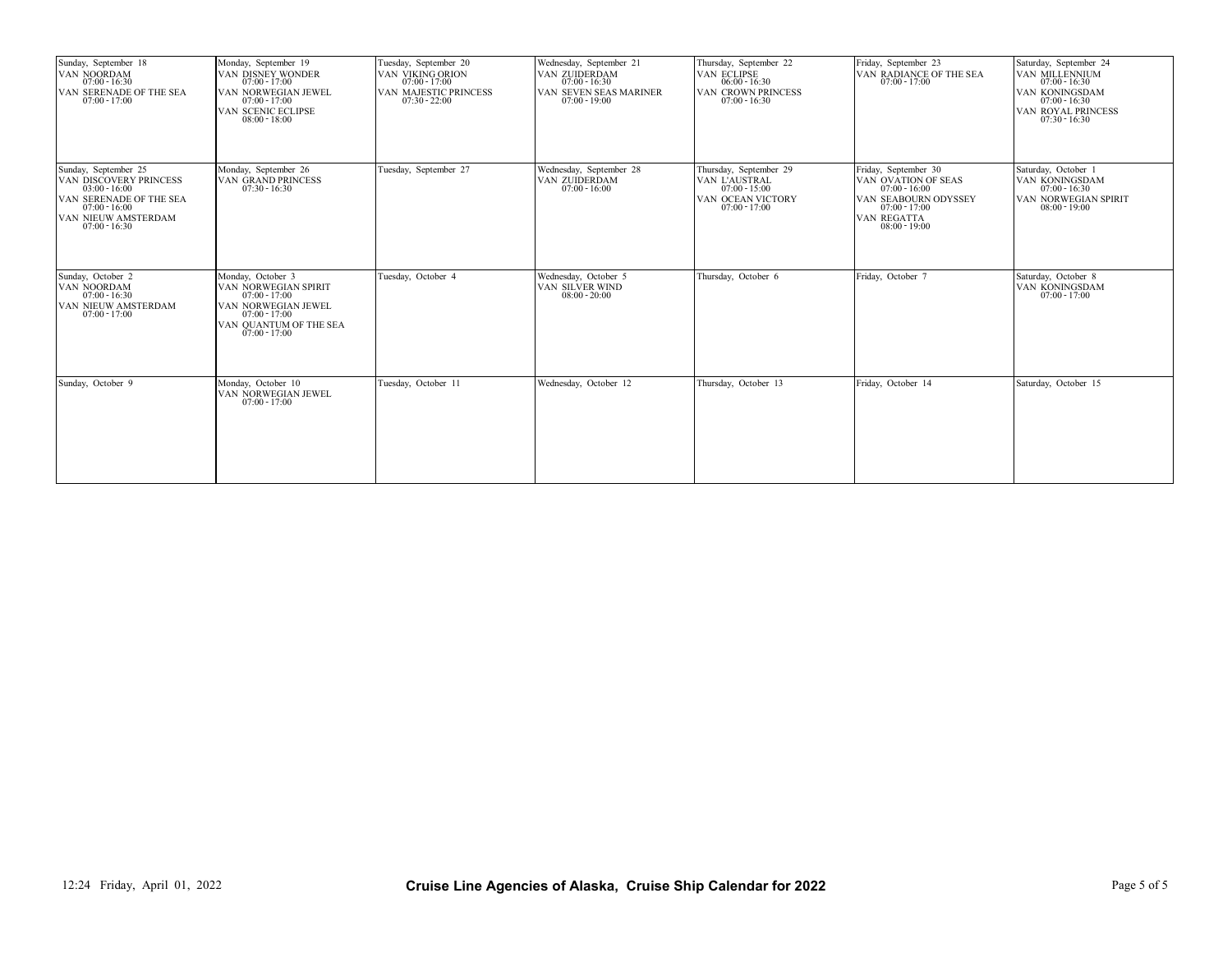| | | | | | | |
|---|---|---|---|---|---|---|
| Sunday, September 18<br>VAN NOORDAM<br>07:00 - 16:30<br>VAN SERENADE OF THE SEA<br>07:00 - 17:00 | Monday, September 19<br>VAN DISNEY WONDER<br>07:00 - 17:00<br>VAN NORWEGIAN JEWEL<br>07:00 - 17:00<br>VAN SCENIC ECLIPSE<br>08:00 - 18:00 | Tuesday, September 20<br>VAN VIKING ORION<br>07:00 - 17:00<br>VAN MAJESTIC PRINCESS<br>07:30 - 22:00 | Wednesday, September 21<br>VAN ZUIDERDAM<br>07:00 - 16:30<br>VAN SEVEN SEAS MARINER<br>07:00 - 19:00 | Thursday, September 22<br>VAN ECLIPSE<br>06:00 - 16:30<br>VAN CROWN PRINCESS<br>07:00 - 16:30 | Friday, September 23<br>VAN RADIANCE OF THE SEA<br>07:00 - 17:00 | Saturday, September 24<br>VAN MILLENNIUM<br>07:00 - 16:30<br>VAN KONINGSDAM<br>07:00 - 16:30<br>VAN ROYAL PRINCESS<br>07:30 - 16:30 |
| Sunday, September 25<br>VAN DISCOVERY PRINCESS<br>03:00 - 16:00<br>VAN SERENADE OF THE SEA<br>07:00 - 16:00<br>VAN NIEUW AMSTERDAM<br>07:00 - 16:30 | Monday, September 26<br>VAN GRAND PRINCESS<br>07:30 - 16:30 | Tuesday, September 27 | Wednesday, September 28<br>VAN ZUIDERDAM<br>07:00 - 16:00 | Thursday, September 29<br>VAN L'AUSTRAL<br>07:00 - 15:00<br>VAN OCEAN VICTORY<br>07:00 - 17:00 | Friday, September 30<br>VAN OVATION OF SEAS<br>07:00 - 16:00<br>VAN SEABOURN ODYSSEY<br>07:00 - 17:00<br>VAN REGATTA<br>08:00 - 19:00 | Saturday, October 1<br>VAN KONINGSDAM<br>07:00 - 16:30<br>VAN NORWEGIAN SPIRIT<br>08:00 - 19:00 |
| Sunday, October 2<br>VAN NOORDAM<br>07:00 - 16:30<br>VAN NIEUW AMSTERDAM<br>07:00 - 17:00 | Monday, October 3<br>VAN NORWEGIAN SPIRIT<br>07:00 - 17:00<br>VAN NORWEGIAN JEWEL<br>07:00 - 17:00<br>VAN QUANTUM OF THE SEA<br>07:00 - 17:00 | Tuesday, October 4 | Wednesday, October 5<br>VAN SILVER WIND<br>08:00 - 20:00 | Thursday, October 6 | Friday, October 7 | Saturday, October 8<br>VAN KONINGSDAM<br>07:00 - 17:00 |
| Sunday, October 9 | Monday, October 10<br>VAN NORWEGIAN JEWEL<br>07:00 - 17:00 | Tuesday, October 11 | Wednesday, October 12 | Thursday, October 13 | Friday, October 14 | Saturday, October 15 |

12:24 Friday, April 01, 2022

**Cruise Line Agencies of Alaska, Cruise Ship Calendar for 2022**